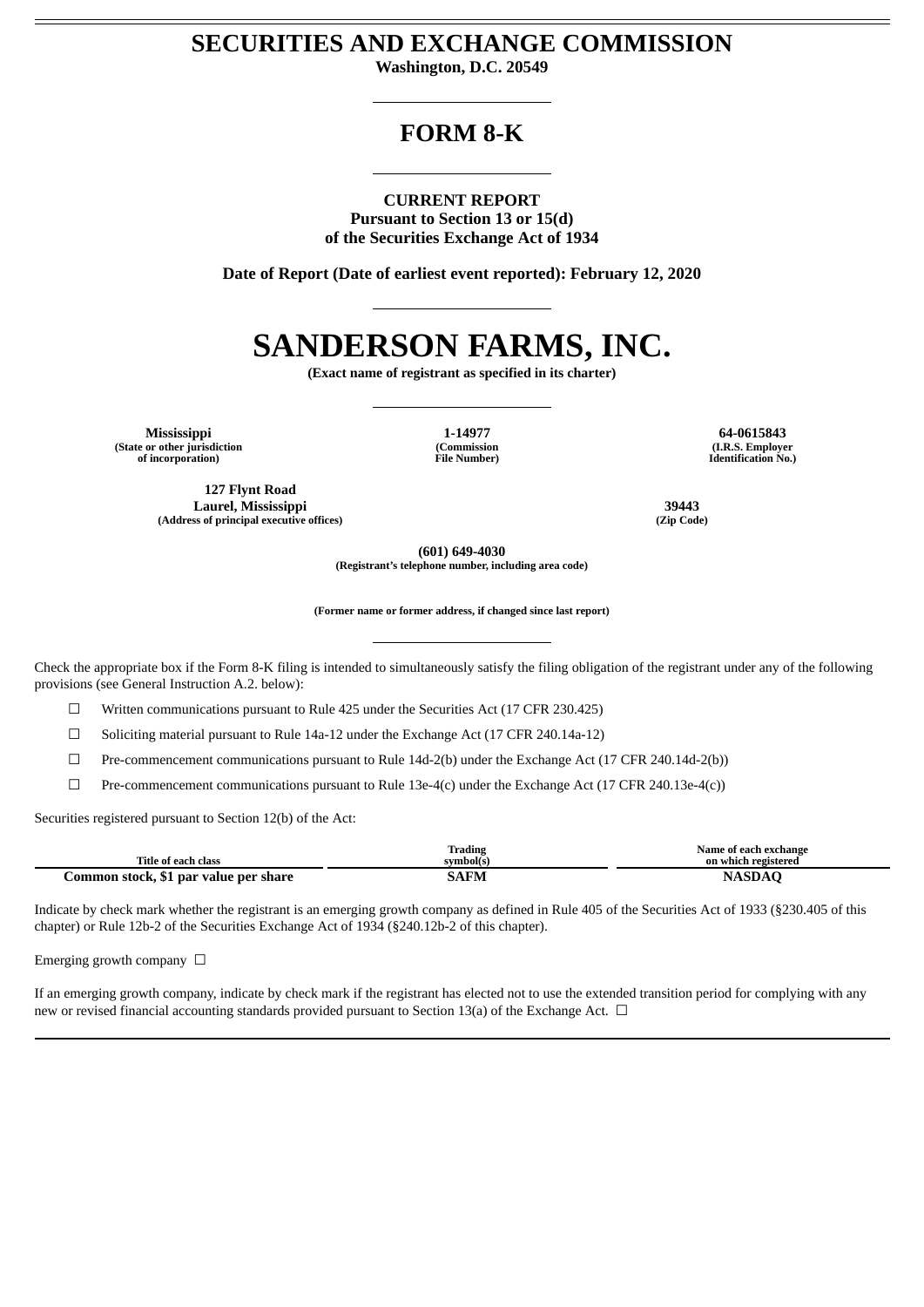# SECURITIES AND EXCHANGE COMMISSION

**Washington, D.C. 20549**

# FORM 8-K

**CURRENT REPORT**
**Pursuant to Section 13 or 15(d)**
**of the Securities Exchange Act of 1934**

**Date of Report (Date of earliest event reported): February 12, 2020**

# SANDERSON FARMS, INC.

**(Exact name of registrant as specified in its charter)**

| Mississippi | 1-14977 | 64-0615843 |
|---|---|---|
| (State or other jurisdiction of incorporation) | (Commission File Number) | (I.R.S. Employer Identification No.) |

| 127 Flynt Road Laurel, Mississippi | 39443 |
|---|---|
| (Address of principal executive offices) | (Zip Code) |

**(601) 649-4030**
**(Registrant's telephone number, including area code)**

**(Former name or former address, if changed since last report)**

Check the appropriate box if the Form 8-K filing is intended to simultaneously satisfy the filing obligation of the registrant under any of the following provisions (see General Instruction A.2. below):

☐ Written communications pursuant to Rule 425 under the Securities Act (17 CFR 230.425)

☐ Soliciting material pursuant to Rule 14a-12 under the Exchange Act (17 CFR 240.14a-12)

☐ Pre-commencement communications pursuant to Rule 14d-2(b) under the Exchange Act (17 CFR 240.14d-2(b))

☐ Pre-commencement communications pursuant to Rule 13e-4(c) under the Exchange Act (17 CFR 240.13e-4(c))

Securities registered pursuant to Section 12(b) of the Act:

| Title of each class | Trading symbol(s) | Name of each exchange on which registered |
|---|---|---|
| **Common stock, $1 par value per share** | **SAFM** | **NASDAQ** |

Indicate by check mark whether the registrant is an emerging growth company as defined in Rule 405 of the Securities Act of 1933 (§230.405 of this chapter) or Rule 12b-2 of the Securities Exchange Act of 1934 (§240.12b-2 of this chapter).

Emerging growth company ☐

If an emerging growth company, indicate by check mark if the registrant has elected not to use the extended transition period for complying with any new or revised financial accounting standards provided pursuant to Section 13(a) of the Exchange Act. ☐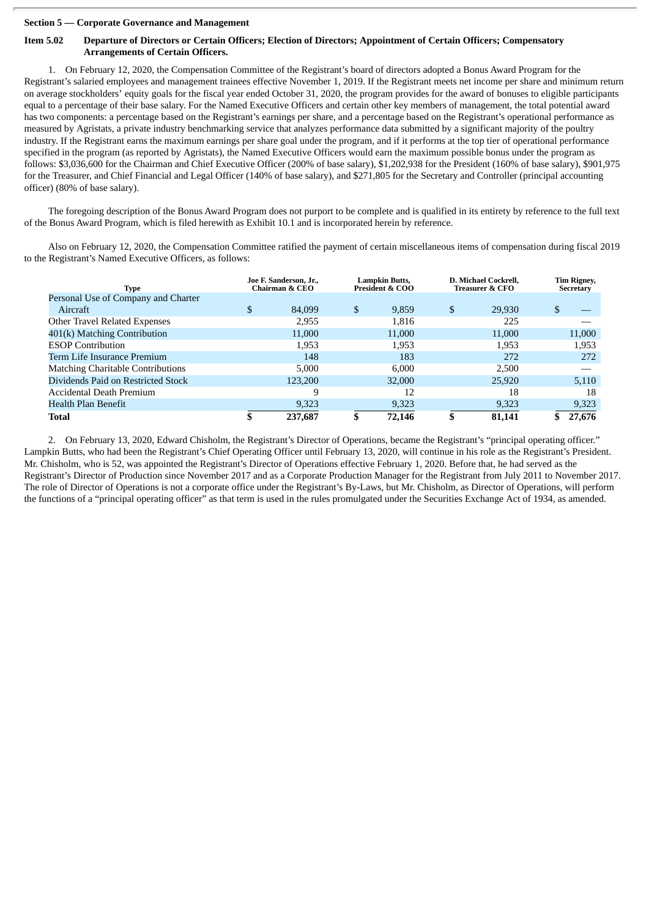**Section 5 — Corporate Governance and Management**

**Item 5.02 Departure of Directors or Certain Officers; Election of Directors; Appointment of Certain Officers; Compensatory Arrangements of Certain Officers.**

1. On February 12, 2020, the Compensation Committee of the Registrant's board of directors adopted a Bonus Award Program for the Registrant's salaried employees and management trainees effective November 1, 2019. If the Registrant meets net income per share and minimum return on average stockholders' equity goals for the fiscal year ended October 31, 2020, the program provides for the award of bonuses to eligible participants equal to a percentage of their base salary. For the Named Executive Officers and certain other key members of management, the total potential award has two components: a percentage based on the Registrant's earnings per share, and a percentage based on the Registrant's operational performance as measured by Agristats, a private industry benchmarking service that analyzes performance data submitted by a significant majority of the poultry industry. If the Registrant earns the maximum earnings per share goal under the program, and if it performs at the top tier of operational performance specified in the program (as reported by Agristats), the Named Executive Officers would earn the maximum possible bonus under the program as follows: $3,036,600 for the Chairman and Chief Executive Officer (200% of base salary), $1,202,938 for the President (160% of base salary), $901,975 for the Treasurer, and Chief Financial and Legal Officer (140% of base salary), and $271,805 for the Secretary and Controller (principal accounting officer) (80% of base salary).

The foregoing description of the Bonus Award Program does not purport to be complete and is qualified in its entirety by reference to the full text of the Bonus Award Program, which is filed herewith as Exhibit 10.1 and is incorporated herein by reference.

Also on February 12, 2020, the Compensation Committee ratified the payment of certain miscellaneous items of compensation during fiscal 2019 to the Registrant's Named Executive Officers, as follows:

| Type | Joe F. Sanderson, Jr., Chairman & CEO | Lampkin Butts, President & COO | D. Michael Cockrell, Treasurer & CFO | Tim Rigney, Secretary |
|---|---|---|---|---|
| Personal Use of Company and Charter Aircraft | $ 84,099 | $ 9,859 | $ 29,930 | $ — |
| Other Travel Related Expenses | 2,955 | 1,816 | 225 | — |
| 401(k) Matching Contribution | 11,000 | 11,000 | 11,000 | 11,000 |
| ESOP Contribution | 1,953 | 1,953 | 1,953 | 1,953 |
| Term Life Insurance Premium | 148 | 183 | 272 | 272 |
| Matching Charitable Contributions | 5,000 | 6,000 | 2,500 | — |
| Dividends Paid on Restricted Stock | 123,200 | 32,000 | 25,920 | 5,110 |
| Accidental Death Premium | 9 | 12 | 18 | 18 |
| Health Plan Benefit | 9,323 | 9,323 | 9,323 | 9,323 |
| **Total** | **$ 237,687** | **$ 72,146** | **$ 81,141** | **$ 27,676** |

2. On February 13, 2020, Edward Chisholm, the Registrant's Director of Operations, became the Registrant's "principal operating officer." Lampkin Butts, who had been the Registrant's Chief Operating Officer until February 13, 2020, will continue in his role as the Registrant's President. Mr. Chisholm, who is 52, was appointed the Registrant's Director of Operations effective February 1, 2020. Before that, he had served as the Registrant's Director of Production since November 2017 and as a Corporate Production Manager for the Registrant from July 2011 to November 2017. The role of Director of Operations is not a corporate office under the Registrant's By-Laws, but Mr. Chisholm, as Director of Operations, will perform the functions of a "principal operating officer" as that term is used in the rules promulgated under the Securities Exchange Act of 1934, as amended.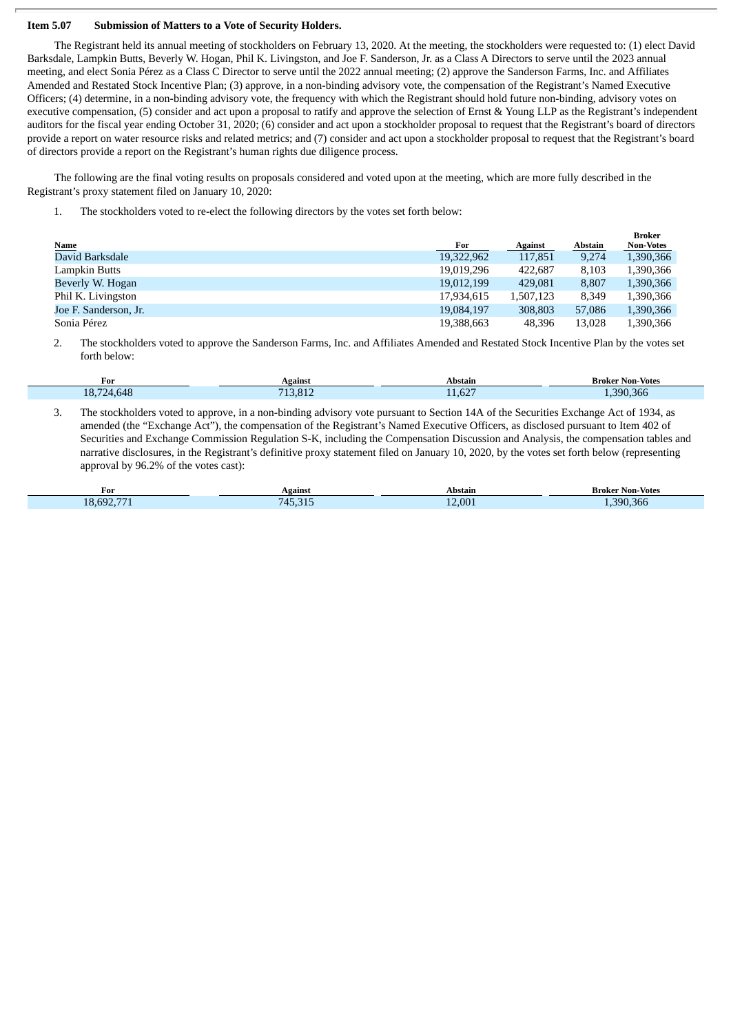**Item 5.07 Submission of Matters to a Vote of Security Holders.**

The Registrant held its annual meeting of stockholders on February 13, 2020. At the meeting, the stockholders were requested to: (1) elect David Barksdale, Lampkin Butts, Beverly W. Hogan, Phil K. Livingston, and Joe F. Sanderson, Jr. as a Class A Directors to serve until the 2023 annual meeting, and elect Sonia Pérez as a Class C Director to serve until the 2022 annual meeting; (2) approve the Sanderson Farms, Inc. and Affiliates Amended and Restated Stock Incentive Plan; (3) approve, in a non-binding advisory vote, the compensation of the Registrant's Named Executive Officers; (4) determine, in a non-binding advisory vote, the frequency with which the Registrant should hold future non-binding, advisory votes on executive compensation, (5) consider and act upon a proposal to ratify and approve the selection of Ernst & Young LLP as the Registrant's independent auditors for the fiscal year ending October 31, 2020; (6) consider and act upon a stockholder proposal to request that the Registrant's board of directors provide a report on water resource risks and related metrics; and (7) consider and act upon a stockholder proposal to request that the Registrant's board of directors provide a report on the Registrant's human rights due diligence process.

The following are the final voting results on proposals considered and voted upon at the meeting, which are more fully described in the Registrant's proxy statement filed on January 10, 2020:

1. The stockholders voted to re-elect the following directors by the votes set forth below:

| Name | For | Against | Abstain | Broker Non-Votes |
|---|---|---|---|---|
| David Barksdale | 19,322,962 | 117,851 | 9,274 | 1,390,366 |
| Lampkin Butts | 19,019,296 | 422,687 | 8,103 | 1,390,366 |
| Beverly W. Hogan | 19,012,199 | 429,081 | 8,807 | 1,390,366 |
| Phil K. Livingston | 17,934,615 | 1,507,123 | 8,349 | 1,390,366 |
| Joe F. Sanderson, Jr. | 19,084,197 | 308,803 | 57,086 | 1,390,366 |
| Sonia Pérez | 19,388,663 | 48,396 | 13,028 | 1,390,366 |

2. The stockholders voted to approve the Sanderson Farms, Inc. and Affiliates Amended and Restated Stock Incentive Plan by the votes set forth below:

| For | Against | Abstain | Broker Non-Votes |
|---|---|---|---|
| 18,724,648 | 713,812 | 11,627 | 1,390,366 |

3. The stockholders voted to approve, in a non-binding advisory vote pursuant to Section 14A of the Securities Exchange Act of 1934, as amended (the "Exchange Act"), the compensation of the Registrant's Named Executive Officers, as disclosed pursuant to Item 402 of Securities and Exchange Commission Regulation S-K, including the Compensation Discussion and Analysis, the compensation tables and narrative disclosures, in the Registrant's definitive proxy statement filed on January 10, 2020, by the votes set forth below (representing approval by 96.2% of the votes cast):

| For | Against | Abstain | Broker Non-Votes |
|---|---|---|---|
| 18,692,771 | 745,315 | 12,001 | 1,390,366 |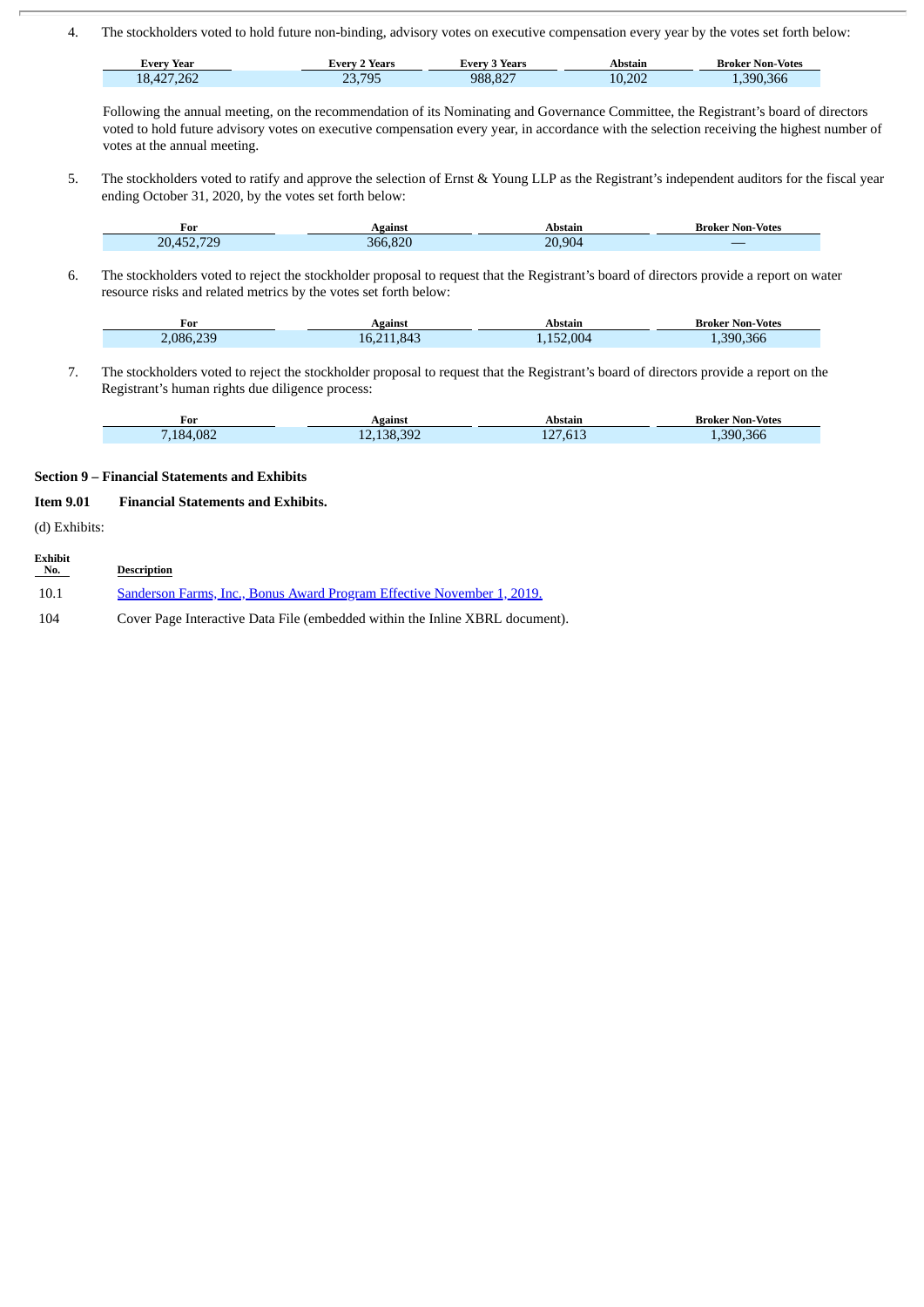4. The stockholders voted to hold future non-binding, advisory votes on executive compensation every year by the votes set forth below:

| Every Year | Every 2 Years | Every 3 Years | Abstain | Broker Non-Votes |
|---|---|---|---|---|
| 18,427,262 | 23,795 | 988,827 | 10,202 | 1,390,366 |

Following the annual meeting, on the recommendation of its Nominating and Governance Committee, the Registrant's board of directors voted to hold future advisory votes on executive compensation every year, in accordance with the selection receiving the highest number of votes at the annual meeting.

5. The stockholders voted to ratify and approve the selection of Ernst & Young LLP as the Registrant's independent auditors for the fiscal year ending October 31, 2020, by the votes set forth below:

| For | Against | Abstain | Broker Non-Votes |
|---|---|---|---|
| 20,452,729 | 366,820 | 20,904 | — |

6. The stockholders voted to reject the stockholder proposal to request that the Registrant's board of directors provide a report on water resource risks and related metrics by the votes set forth below:

| For | Against | Abstain | Broker Non-Votes |
|---|---|---|---|
| 2,086,239 | 16,211,843 | 1,152,004 | 1,390,366 |

7. The stockholders voted to reject the stockholder proposal to request that the Registrant's board of directors provide a report on the Registrant's human rights due diligence process:

| For | Against | Abstain | Broker Non-Votes |
|---|---|---|---|
| 7,184,082 | 12,138,392 | 127,613 | 1,390,366 |

**Section 9 – Financial Statements and Exhibits**

**Item 9.01 Financial Statements and Exhibits.**

(d) Exhibits:

| Exhibit No. | Description |
|---|---|
| 10.1 | Sanderson Farms, Inc., Bonus Award Program Effective November 1, 2019. |
| 104 | Cover Page Interactive Data File (embedded within the Inline XBRL document). |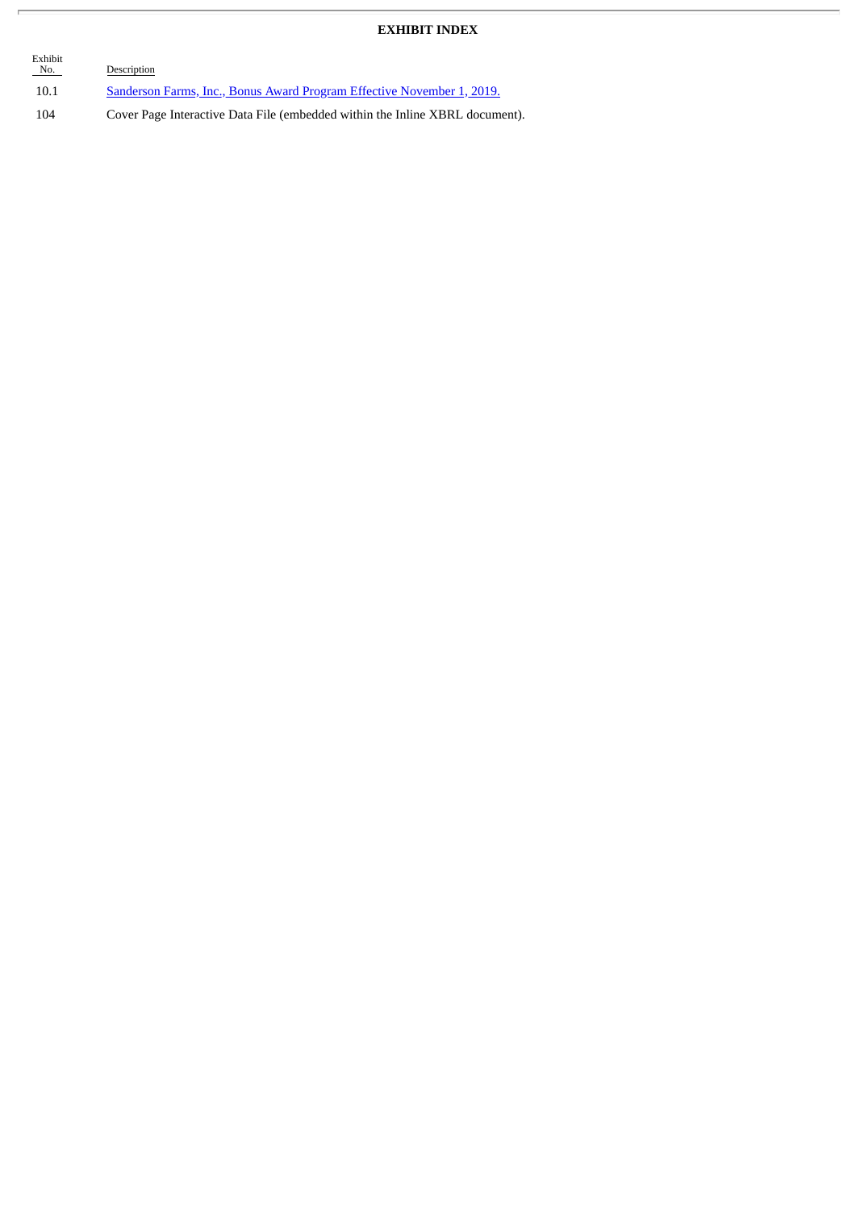**EXHIBIT INDEX**

| Exhibit No. | Description |
|---|---|
| 10.1 | Sanderson Farms, Inc., Bonus Award Program Effective November 1, 2019. |
| 104 | Cover Page Interactive Data File (embedded within the Inline XBRL document). |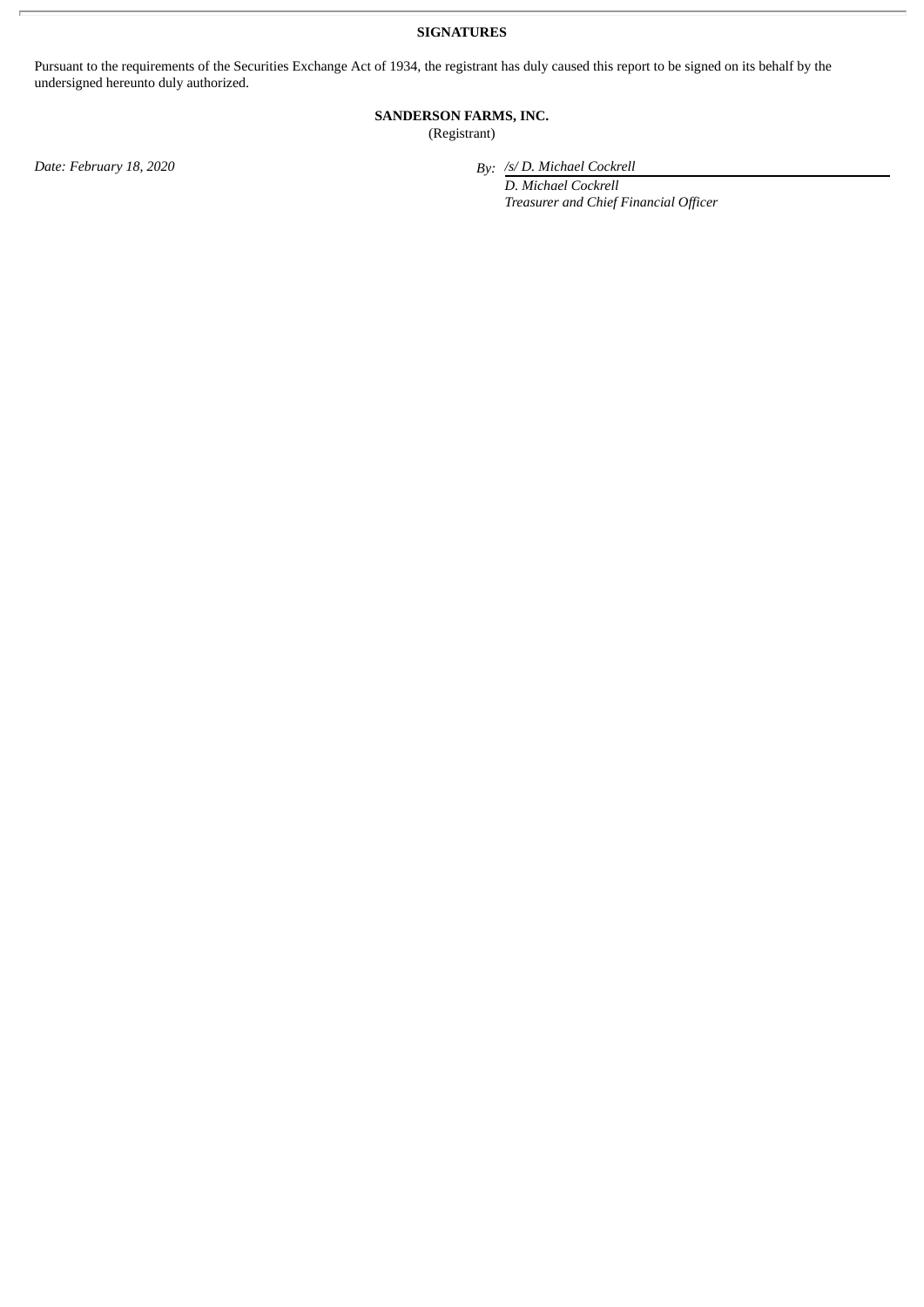**SIGNATURES**

Pursuant to the requirements of the Securities Exchange Act of 1934, the registrant has duly caused this report to be signed on its behalf by the undersigned hereunto duly authorized.

**SANDERSON FARMS, INC.**
(Registrant)

*Date: February 18, 2020*

*By: /s/ D. Michael Cockrell*
*D. Michael Cockrell*
*Treasurer and Chief Financial Officer*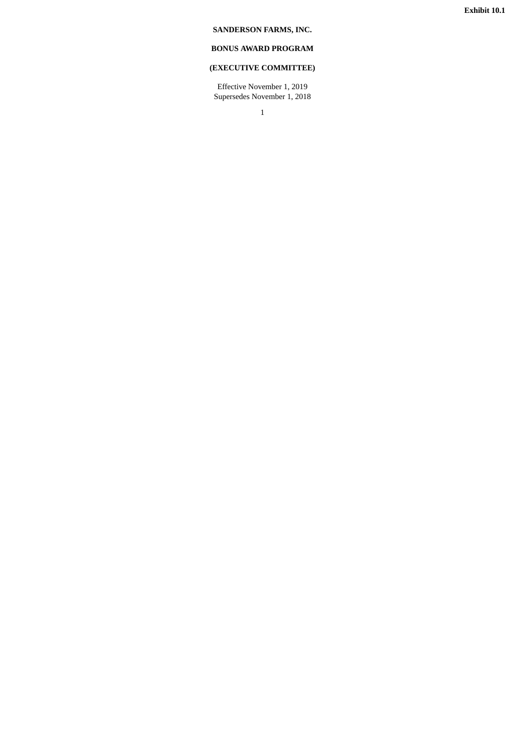**Exhibit 10.1**

# SANDERSON FARMS, INC.

## BONUS AWARD PROGRAM

## (EXECUTIVE COMMITTEE)

Effective November 1, 2019
Supersedes November 1, 2018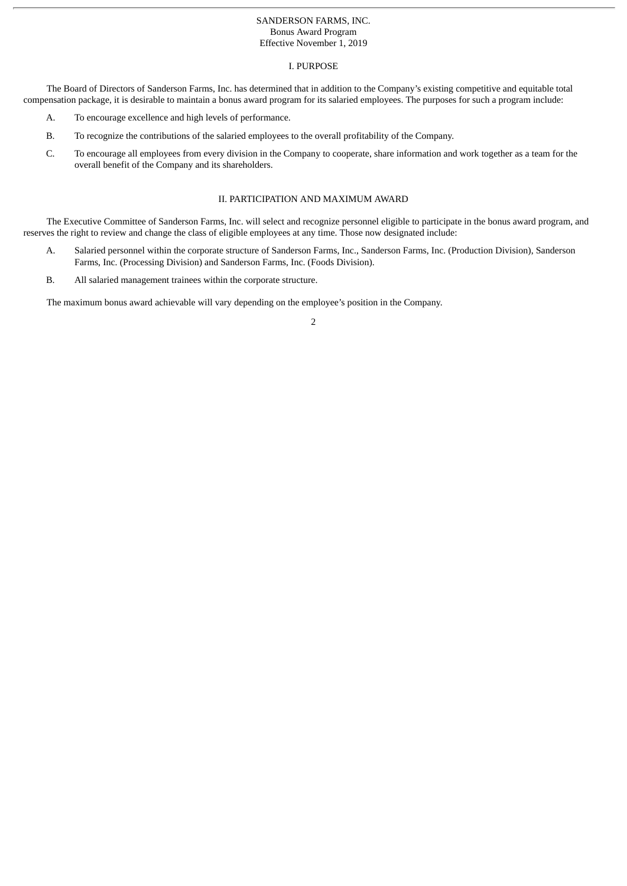SANDERSON FARMS, INC.
Bonus Award Program
Effective November 1, 2019

## I. PURPOSE

The Board of Directors of Sanderson Farms, Inc. has determined that in addition to the Company's existing competitive and equitable total compensation package, it is desirable to maintain a bonus award program for its salaried employees. The purposes for such a program include:

A. To encourage excellence and high levels of performance.

B. To recognize the contributions of the salaried employees to the overall profitability of the Company.

C. To encourage all employees from every division in the Company to cooperate, share information and work together as a team for the overall benefit of the Company and its shareholders.

## II. PARTICIPATION AND MAXIMUM AWARD

The Executive Committee of Sanderson Farms, Inc. will select and recognize personnel eligible to participate in the bonus award program, and reserves the right to review and change the class of eligible employees at any time. Those now designated include:

A. Salaried personnel within the corporate structure of Sanderson Farms, Inc., Sanderson Farms, Inc. (Production Division), Sanderson Farms, Inc. (Processing Division) and Sanderson Farms, Inc. (Foods Division).

B. All salaried management trainees within the corporate structure.

The maximum bonus award achievable will vary depending on the employee's position in the Company.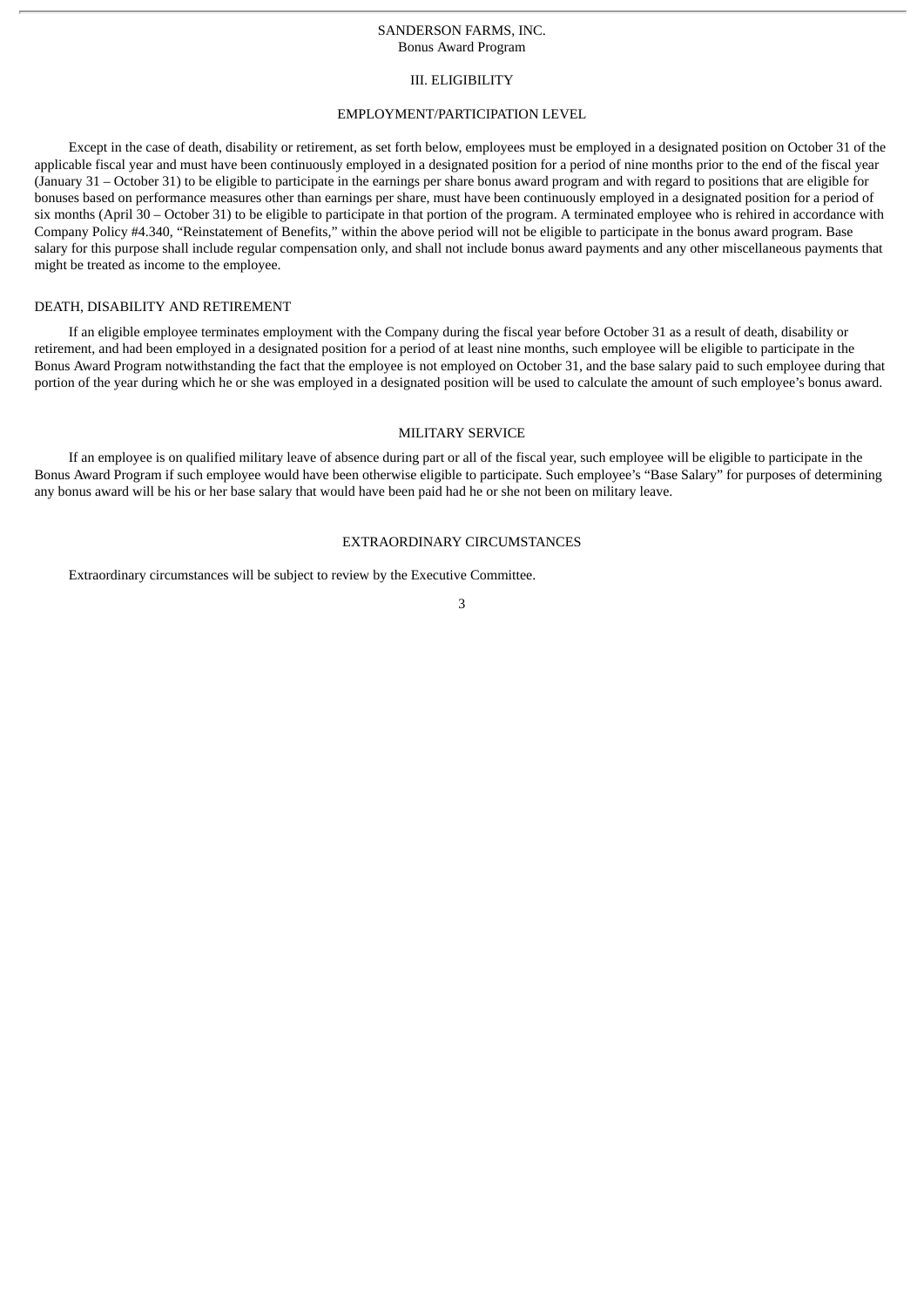## III. ELIGIBILITY

### EMPLOYMENT/PARTICIPATION LEVEL

Except in the case of death, disability or retirement, as set forth below, employees must be employed in a designated position on October 31 of the applicable fiscal year and must have been continuously employed in a designated position for a period of nine months prior to the end of the fiscal year (January 31 – October 31) to be eligible to participate in the earnings per share bonus award program and with regard to positions that are eligible for bonuses based on performance measures other than earnings per share, must have been continuously employed in a designated position for a period of six months (April 30 – October 31) to be eligible to participate in that portion of the program. A terminated employee who is rehired in accordance with Company Policy #4.340, "Reinstatement of Benefits," within the above period will not be eligible to participate in the bonus award program. Base salary for this purpose shall include regular compensation only, and shall not include bonus award payments and any other miscellaneous payments that might be treated as income to the employee.

### DEATH, DISABILITY AND RETIREMENT

If an eligible employee terminates employment with the Company during the fiscal year before October 31 as a result of death, disability or retirement, and had been employed in a designated position for a period of at least nine months, such employee will be eligible to participate in the Bonus Award Program notwithstanding the fact that the employee is not employed on October 31, and the base salary paid to such employee during that portion of the year during which he or she was employed in a designated position will be used to calculate the amount of such employee's bonus award.

### MILITARY SERVICE

If an employee is on qualified military leave of absence during part or all of the fiscal year, such employee will be eligible to participate in the Bonus Award Program if such employee would have been otherwise eligible to participate. Such employee's "Base Salary" for purposes of determining any bonus award will be his or her base salary that would have been paid had he or she not been on military leave.

### EXTRAORDINARY CIRCUMSTANCES

Extraordinary circumstances will be subject to review by the Executive Committee.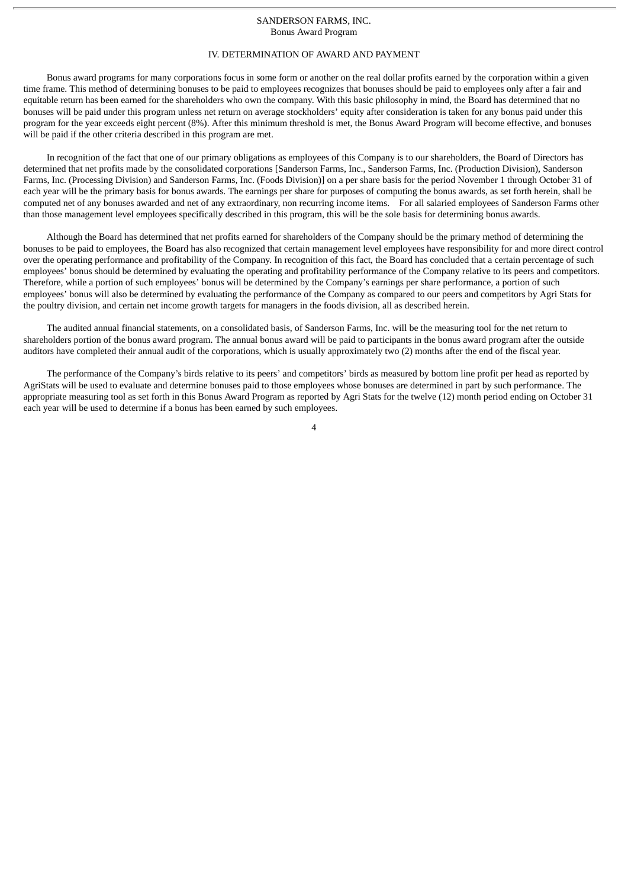SANDERSON FARMS, INC.
Bonus Award Program

## IV. DETERMINATION OF AWARD AND PAYMENT

Bonus award programs for many corporations focus in some form or another on the real dollar profits earned by the corporation within a given time frame. This method of determining bonuses to be paid to employees recognizes that bonuses should be paid to employees only after a fair and equitable return has been earned for the shareholders who own the company. With this basic philosophy in mind, the Board has determined that no bonuses will be paid under this program unless net return on average stockholders' equity after consideration is taken for any bonus paid under this program for the year exceeds eight percent (8%). After this minimum threshold is met, the Bonus Award Program will become effective, and bonuses will be paid if the other criteria described in this program are met.

In recognition of the fact that one of our primary obligations as employees of this Company is to our shareholders, the Board of Directors has determined that net profits made by the consolidated corporations [Sanderson Farms, Inc., Sanderson Farms, Inc. (Production Division), Sanderson Farms, Inc. (Processing Division) and Sanderson Farms, Inc. (Foods Division)] on a per share basis for the period November 1 through October 31 of each year will be the primary basis for bonus awards. The earnings per share for purposes of computing the bonus awards, as set forth herein, shall be computed net of any bonuses awarded and net of any extraordinary, non recurring income items. For all salaried employees of Sanderson Farms other than those management level employees specifically described in this program, this will be the sole basis for determining bonus awards.

Although the Board has determined that net profits earned for shareholders of the Company should be the primary method of determining the bonuses to be paid to employees, the Board has also recognized that certain management level employees have responsibility for and more direct control over the operating performance and profitability of the Company. In recognition of this fact, the Board has concluded that a certain percentage of such employees' bonus should be determined by evaluating the operating and profitability performance of the Company relative to its peers and competitors. Therefore, while a portion of such employees' bonus will be determined by the Company's earnings per share performance, a portion of such employees' bonus will also be determined by evaluating the performance of the Company as compared to our peers and competitors by Agri Stats for the poultry division, and certain net income growth targets for managers in the foods division, all as described herein.

The audited annual financial statements, on a consolidated basis, of Sanderson Farms, Inc. will be the measuring tool for the net return to shareholders portion of the bonus award program. The annual bonus award will be paid to participants in the bonus award program after the outside auditors have completed their annual audit of the corporations, which is usually approximately two (2) months after the end of the fiscal year.

The performance of the Company's birds relative to its peers' and competitors' birds as measured by bottom line profit per head as reported by AgriStats will be used to evaluate and determine bonuses paid to those employees whose bonuses are determined in part by such performance. The appropriate measuring tool as set forth in this Bonus Award Program as reported by Agri Stats for the twelve (12) month period ending on October 31 each year will be used to determine if a bonus has been earned by such employees.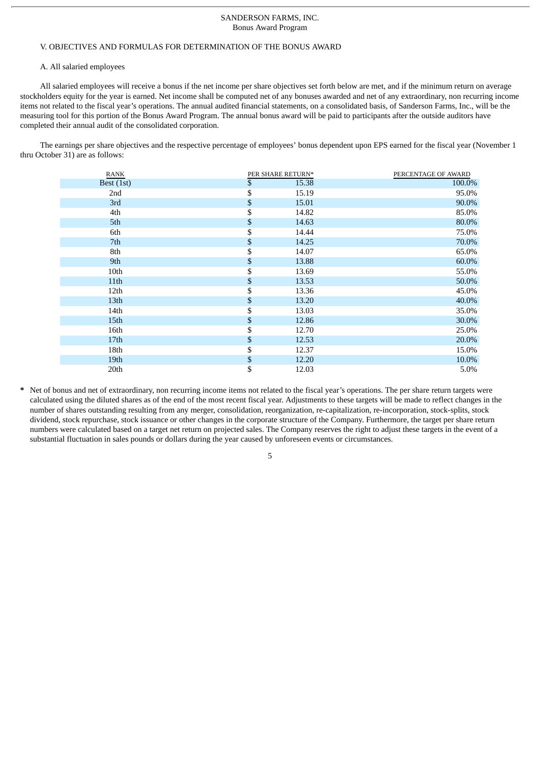SANDERSON FARMS, INC.
Bonus Award Program

## V. OBJECTIVES AND FORMULAS FOR DETERMINATION OF THE BONUS AWARD

### A. All salaried employees

All salaried employees will receive a bonus if the net income per share objectives set forth below are met, and if the minimum return on average stockholders equity for the year is earned. Net income shall be computed net of any bonuses awarded and net of any extraordinary, non recurring income items not related to the fiscal year's operations. The annual audited financial statements, on a consolidated basis, of Sanderson Farms, Inc., will be the measuring tool for this portion of the Bonus Award Program. The annual bonus award will be paid to participants after the outside auditors have completed their annual audit of the consolidated corporation.

The earnings per share objectives and the respective percentage of employees' bonus dependent upon EPS earned for the fiscal year (November 1 thru October 31) are as follows:

| RANK | PER SHARE RETURN* | PERCENTAGE OF AWARD |
|---|---|---|
| Best (1st) | $ 15.38 | 100.0% |
| 2nd | $ 15.19 | 95.0% |
| 3rd | $ 15.01 | 90.0% |
| 4th | $ 14.82 | 85.0% |
| 5th | $ 14.63 | 80.0% |
| 6th | $ 14.44 | 75.0% |
| 7th | $ 14.25 | 70.0% |
| 8th | $ 14.07 | 65.0% |
| 9th | $ 13.88 | 60.0% |
| 10th | $ 13.69 | 55.0% |
| 11th | $ 13.53 | 50.0% |
| 12th | $ 13.36 | 45.0% |
| 13th | $ 13.20 | 40.0% |
| 14th | $ 13.03 | 35.0% |
| 15th | $ 12.86 | 30.0% |
| 16th | $ 12.70 | 25.0% |
| 17th | $ 12.53 | 20.0% |
| 18th | $ 12.37 | 15.0% |
| 19th | $ 12.20 | 10.0% |
| 20th | $ 12.03 | 5.0% |

\* Net of bonus and net of extraordinary, non recurring income items not related to the fiscal year's operations. The per share return targets were calculated using the diluted shares as of the end of the most recent fiscal year. Adjustments to these targets will be made to reflect changes in the number of shares outstanding resulting from any merger, consolidation, reorganization, re-capitalization, re-incorporation, stock-splits, stock dividend, stock repurchase, stock issuance or other changes in the corporate structure of the Company. Furthermore, the target per share return numbers were calculated based on a target net return on projected sales. The Company reserves the right to adjust these targets in the event of a substantial fluctuation in sales pounds or dollars during the year caused by unforeseen events or circumstances.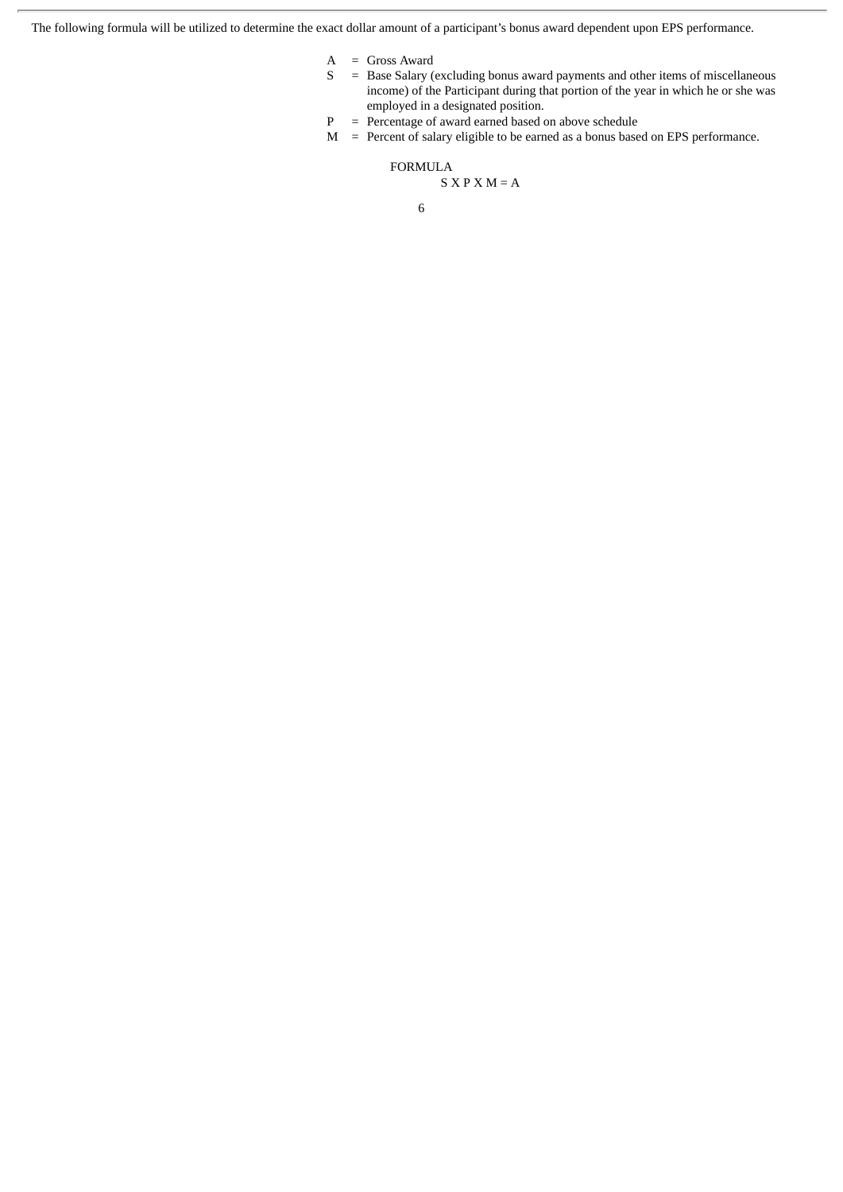The following formula will be utilized to determine the exact dollar amount of a participant's bonus award dependent upon EPS performance.

A = Gross Award

S = Base Salary (excluding bonus award payments and other items of miscellaneous income) of the Participant during that portion of the year in which he or she was employed in a designated position.

P = Percentage of award earned based on above schedule

M = Percent of salary eligible to be earned as a bonus based on EPS performance.

FORMULA

$$S \times P \times M = A$$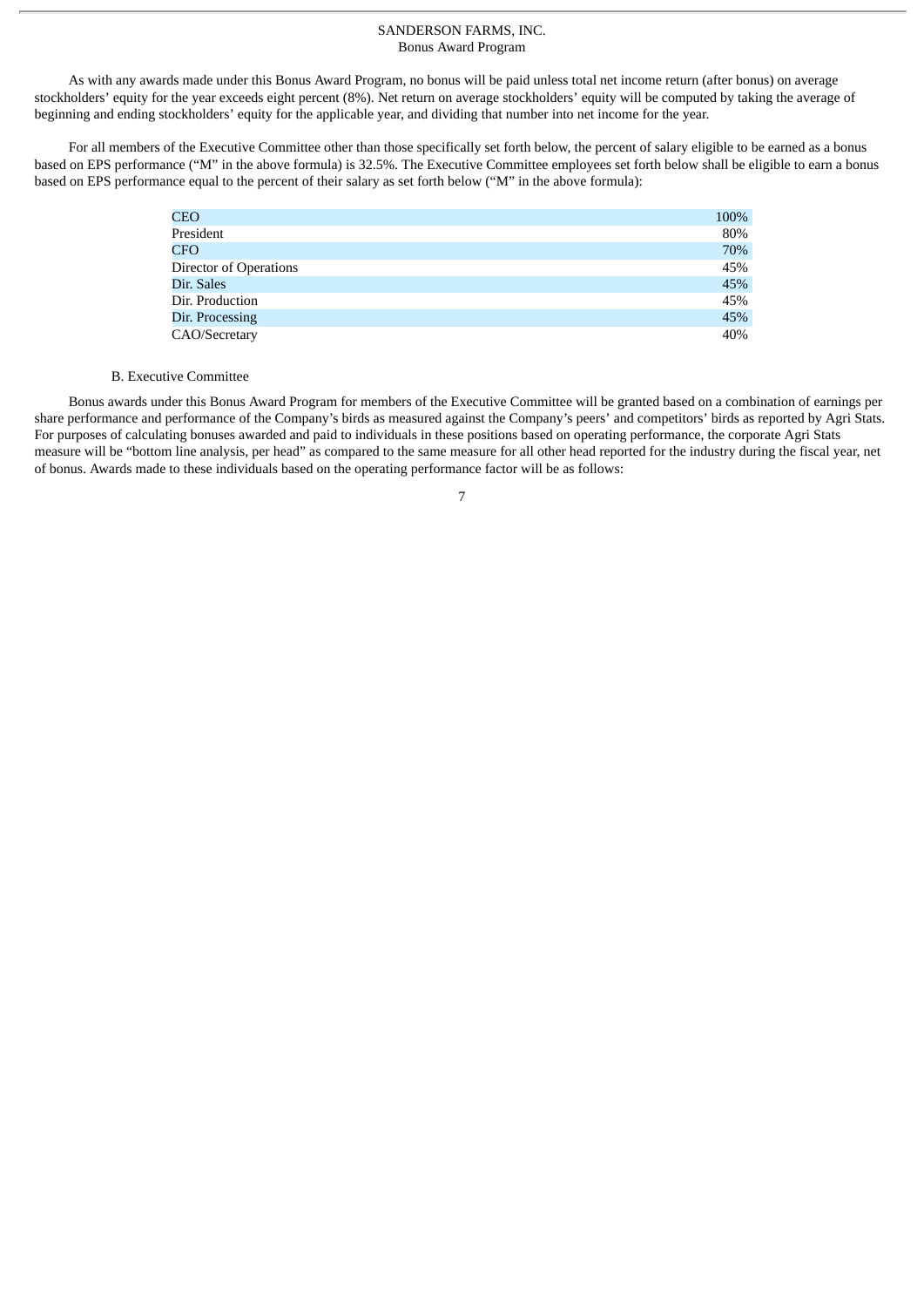As with any awards made under this Bonus Award Program, no bonus will be paid unless total net income return (after bonus) on average stockholders' equity for the year exceeds eight percent (8%). Net return on average stockholders' equity will be computed by taking the average of beginning and ending stockholders' equity for the applicable year, and dividing that number into net income for the year.

For all members of the Executive Committee other than those specifically set forth below, the percent of salary eligible to be earned as a bonus based on EPS performance ("M" in the above formula) is 32.5%. The Executive Committee employees set forth below shall be eligible to earn a bonus based on EPS performance equal to the percent of their salary as set forth below ("M" in the above formula):

| | |
|---|---|
| CEO | 100% |
| President | 80% |
| CFO | 70% |
| Director of Operations | 45% |
| Dir. Sales | 45% |
| Dir. Production | 45% |
| Dir. Processing | 45% |
| CAO/Secretary | 40% |

B. Executive Committee

Bonus awards under this Bonus Award Program for members of the Executive Committee will be granted based on a combination of earnings per share performance and performance of the Company's birds as measured against the Company's peers' and competitors' birds as reported by Agri Stats. For purposes of calculating bonuses awarded and paid to individuals in these positions based on operating performance, the corporate Agri Stats measure will be "bottom line analysis, per head" as compared to the same measure for all other head reported for the industry during the fiscal year, net of bonus. Awards made to these individuals based on the operating performance factor will be as follows: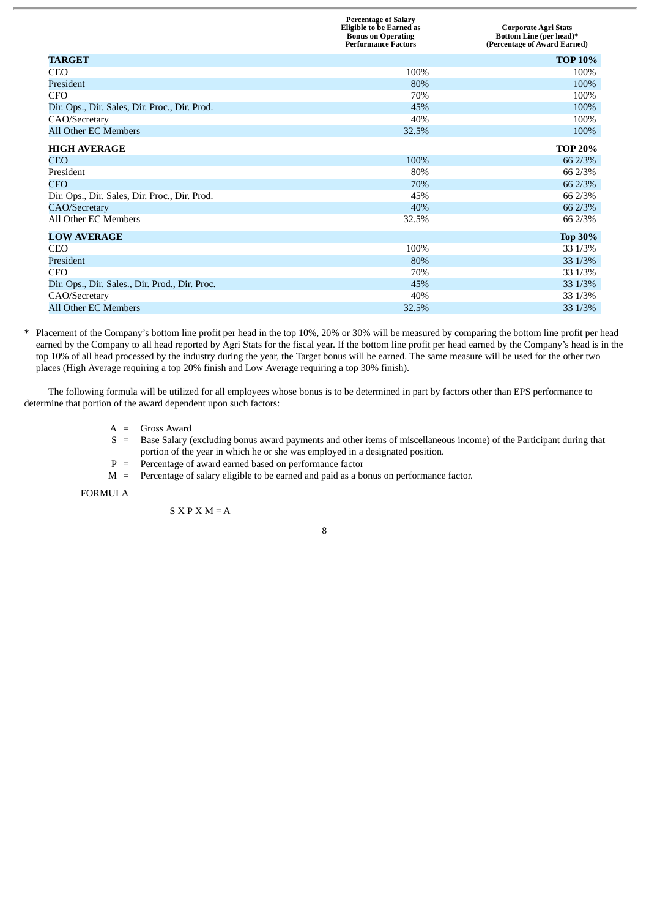| | Percentage of Salary Eligible to be Earned as Bonus on Operating Performance Factors | Corporate Agri Stats Bottom Line (per head)* (Percentage of Award Earned) |
|---|---|---|
| **TARGET** | | **TOP 10%** |
| CEO | 100% | 100% |
| President | 80% | 100% |
| CFO | 70% | 100% |
| Dir. Ops., Dir. Sales, Dir. Proc., Dir. Prod. | 45% | 100% |
| CAO/Secretary | 40% | 100% |
| All Other EC Members | 32.5% | 100% |
| **HIGH AVERAGE** | | **TOP 20%** |
| CEO | 100% | 66 2/3% |
| President | 80% | 66 2/3% |
| CFO | 70% | 66 2/3% |
| Dir. Ops., Dir. Sales, Dir. Proc., Dir. Prod. | 45% | 66 2/3% |
| CAO/Secretary | 40% | 66 2/3% |
| All Other EC Members | 32.5% | 66 2/3% |
| **LOW AVERAGE** | | **Top 30%** |
| CEO | 100% | 33 1/3% |
| President | 80% | 33 1/3% |
| CFO | 70% | 33 1/3% |
| Dir. Ops., Dir. Sales., Dir. Prod., Dir. Proc. | 45% | 33 1/3% |
| CAO/Secretary | 40% | 33 1/3% |
| All Other EC Members | 32.5% | 33 1/3% |

\* Placement of the Company's bottom line profit per head in the top 10%, 20% or 30% will be measured by comparing the bottom line profit per head earned by the Company to all head reported by Agri Stats for the fiscal year. If the bottom line profit per head earned by the Company's head is in the top 10% of all head processed by the industry during the year, the Target bonus will be earned. The same measure will be used for the other two places (High Average requiring a top 20% finish and Low Average requiring a top 30% finish).

The following formula will be utilized for all employees whose bonus is to be determined in part by factors other than EPS performance to determine that portion of the award dependent upon such factors:

A = Gross Award

S = Base Salary (excluding bonus award payments and other items of miscellaneous income) of the Participant during that portion of the year in which he or she was employed in a designated position.

P = Percentage of award earned based on performance factor

M = Percentage of salary eligible to be earned and paid as a bonus on performance factor.

FORMULA

$$S \times P \times M = A$$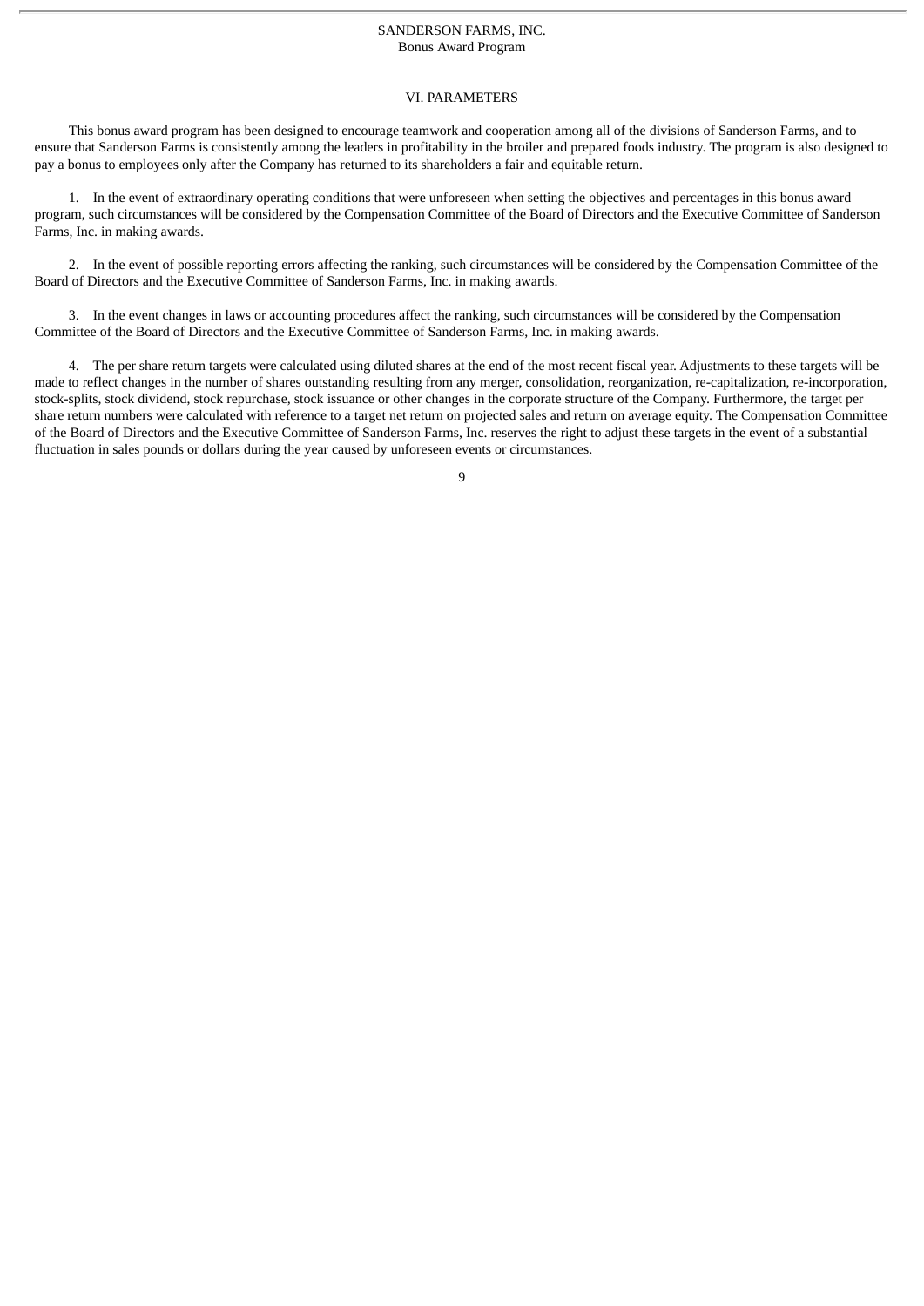## VI. PARAMETERS

This bonus award program has been designed to encourage teamwork and cooperation among all of the divisions of Sanderson Farms, and to ensure that Sanderson Farms is consistently among the leaders in profitability in the broiler and prepared foods industry. The program is also designed to pay a bonus to employees only after the Company has returned to its shareholders a fair and equitable return.

1. In the event of extraordinary operating conditions that were unforeseen when setting the objectives and percentages in this bonus award program, such circumstances will be considered by the Compensation Committee of the Board of Directors and the Executive Committee of Sanderson Farms, Inc. in making awards.

2. In the event of possible reporting errors affecting the ranking, such circumstances will be considered by the Compensation Committee of the Board of Directors and the Executive Committee of Sanderson Farms, Inc. in making awards.

3. In the event changes in laws or accounting procedures affect the ranking, such circumstances will be considered by the Compensation Committee of the Board of Directors and the Executive Committee of Sanderson Farms, Inc. in making awards.

4. The per share return targets were calculated using diluted shares at the end of the most recent fiscal year. Adjustments to these targets will be made to reflect changes in the number of shares outstanding resulting from any merger, consolidation, reorganization, re-capitalization, re-incorporation, stock-splits, stock dividend, stock repurchase, stock issuance or other changes in the corporate structure of the Company. Furthermore, the target per share return numbers were calculated with reference to a target net return on projected sales and return on average equity. The Compensation Committee of the Board of Directors and the Executive Committee of Sanderson Farms, Inc. reserves the right to adjust these targets in the event of a substantial fluctuation in sales pounds or dollars during the year caused by unforeseen events or circumstances.